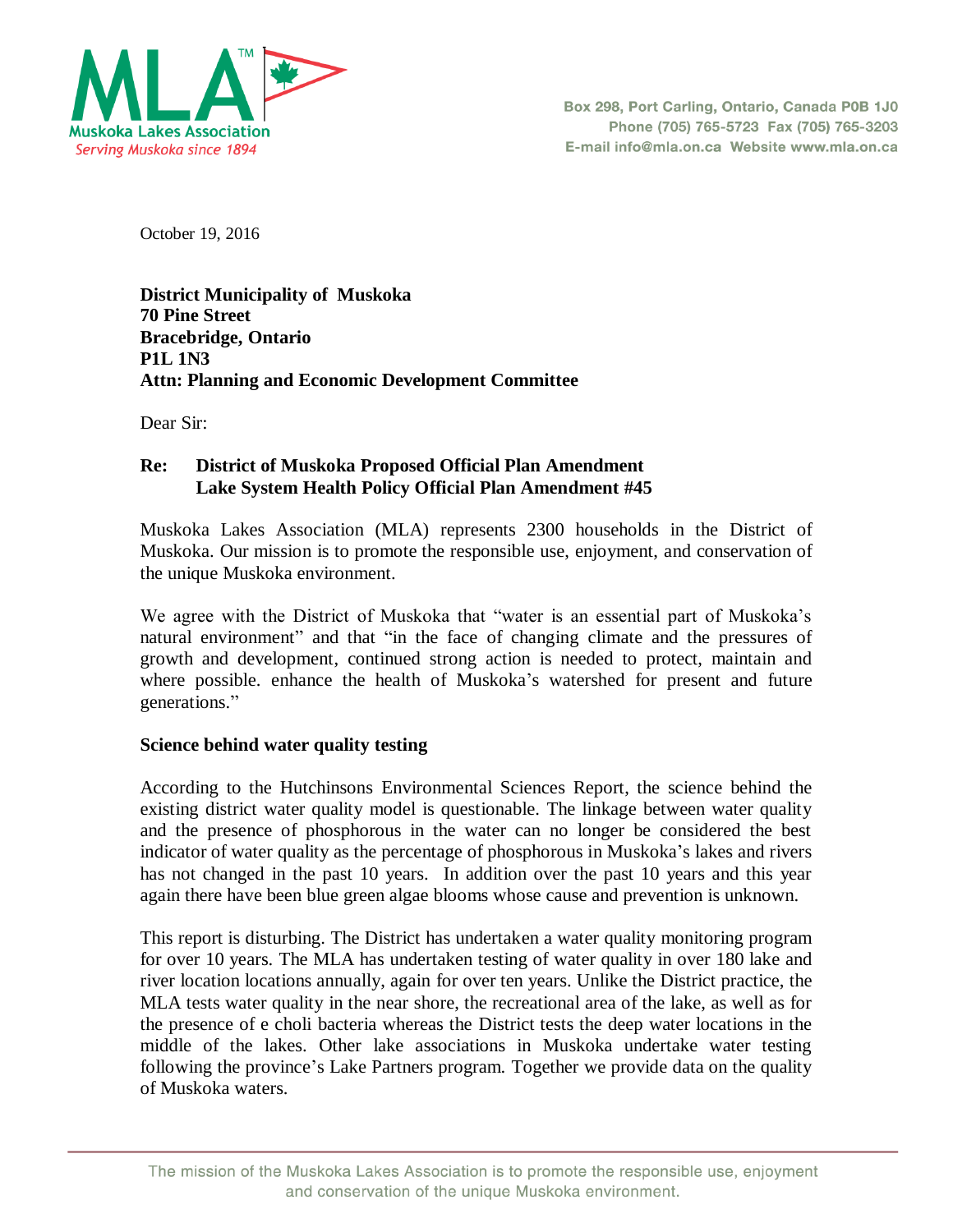**MLA**™
**Muskoka Lakes Association**
*Serving Muskoka since 1894*

Box 298, Port Carling, Ontario, Canada P0B 1J0
Phone (705) 765-5723 Fax (705) 765-3203
E-mail info@mla.on.ca Website www.mla.on.ca

October 19, 2016

**District Municipality of Muskoka**
**70 Pine Street**
**Bracebridge, Ontario**
**P1L 1N3**
**Attn: Planning and Economic Development Committee**

Dear Sir:

**Re: District of Muskoka Proposed Official Plan Amendment**
**Lake System Health Policy Official Plan Amendment #45**

Muskoka Lakes Association (MLA) represents 2300 households in the District of Muskoka. Our mission is to promote the responsible use, enjoyment, and conservation of the unique Muskoka environment.

We agree with the District of Muskoka that "water is an essential part of Muskoka's natural environment" and that "in the face of changing climate and the pressures of growth and development, continued strong action is needed to protect, maintain and where possible. enhance the health of Muskoka's watershed for present and future generations."

**Science behind water quality testing**

According to the Hutchinsons Environmental Sciences Report, the science behind the existing district water quality model is questionable. The linkage between water quality and the presence of phosphorous in the water can no longer be considered the best indicator of water quality as the percentage of phosphorous in Muskoka's lakes and rivers has not changed in the past 10 years. In addition over the past 10 years and this year again there have been blue green algae blooms whose cause and prevention is unknown.

This report is disturbing. The District has undertaken a water quality monitoring program for over 10 years. The MLA has undertaken testing of water quality in over 180 lake and river location locations annually, again for over ten years. Unlike the District practice, the MLA tests water quality in the near shore, the recreational area of the lake, as well as for the presence of e choli bacteria whereas the District tests the deep water locations in the middle of the lakes. Other lake associations in Muskoka undertake water testing following the province's Lake Partners program. Together we provide data on the quality of Muskoka waters.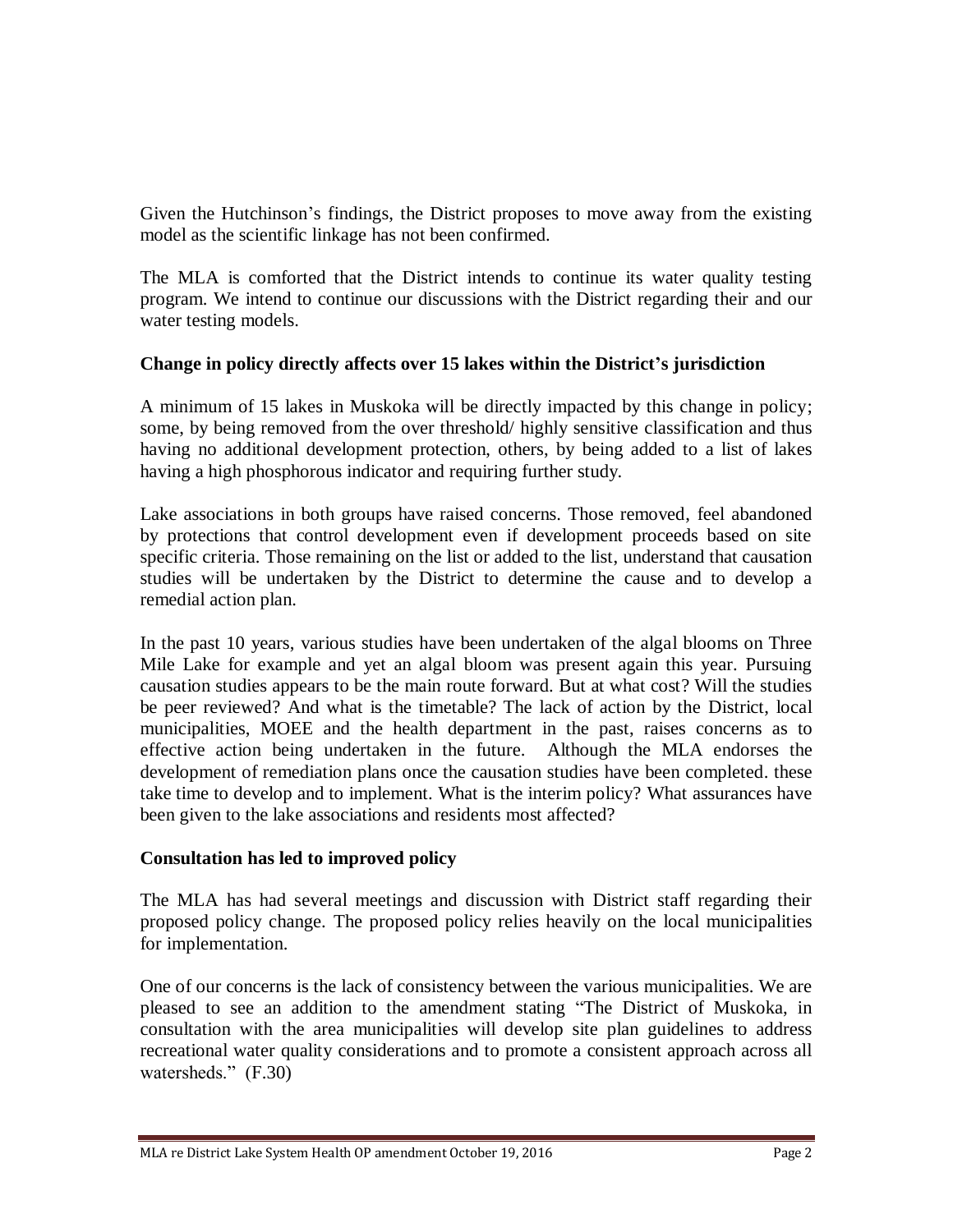Given the Hutchinson's findings, the District proposes to move away from the existing model as the scientific linkage has not been confirmed.

The MLA is comforted that the District intends to continue its water quality testing program. We intend to continue our discussions with the District regarding their and our water testing models.

**Change in policy directly affects over 15 lakes within the District's jurisdiction**

A minimum of 15 lakes in Muskoka will be directly impacted by this change in policy; some, by being removed from the over threshold/ highly sensitive classification and thus having no additional development protection, others, by being added to a list of lakes having a high phosphorous indicator and requiring further study.

Lake associations in both groups have raised concerns. Those removed, feel abandoned by protections that control development even if development proceeds based on site specific criteria. Those remaining on the list or added to the list, understand that causation studies will be undertaken by the District to determine the cause and to develop a remedial action plan.

In the past 10 years, various studies have been undertaken of the algal blooms on Three Mile Lake for example and yet an algal bloom was present again this year. Pursuing causation studies appears to be the main route forward. But at what cost? Will the studies be peer reviewed? And what is the timetable? The lack of action by the District, local municipalities, MOEE and the health department in the past, raises concerns as to effective action being undertaken in the future. Although the MLA endorses the development of remediation plans once the causation studies have been completed. these take time to develop and to implement. What is the interim policy? What assurances have been given to the lake associations and residents most affected?

**Consultation has led to improved policy**

The MLA has had several meetings and discussion with District staff regarding their proposed policy change. The proposed policy relies heavily on the local municipalities for implementation.

One of our concerns is the lack of consistency between the various municipalities. We are pleased to see an addition to the amendment stating "The District of Muskoka, in consultation with the area municipalities will develop site plan guidelines to address recreational water quality considerations and to promote a consistent approach across all watersheds." (F.30)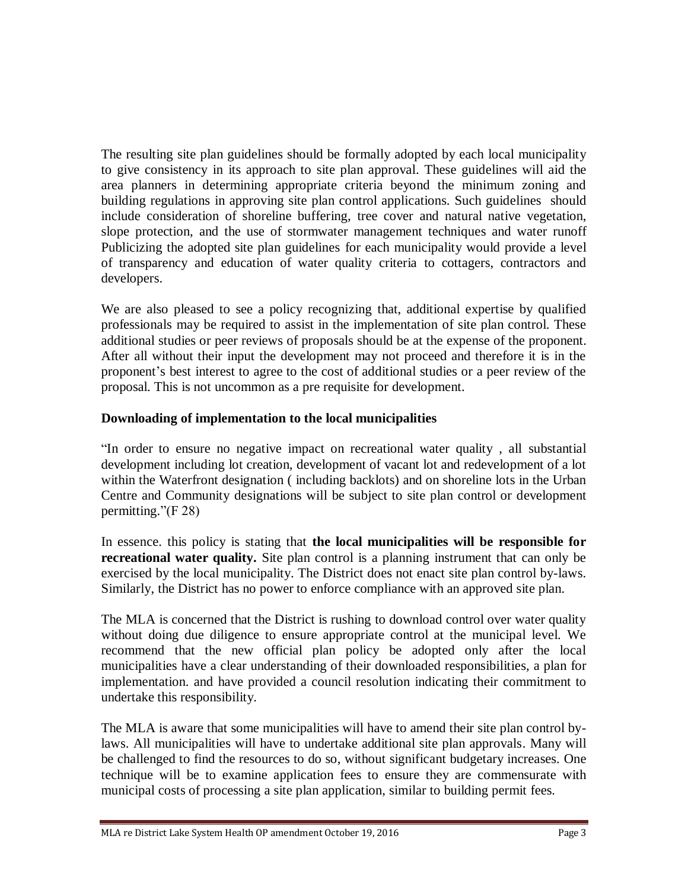The resulting site plan guidelines should be formally adopted by each local municipality to give consistency in its approach to site plan approval. These guidelines will aid the area planners in determining appropriate criteria beyond the minimum zoning and building regulations in approving site plan control applications. Such guidelines should include consideration of shoreline buffering, tree cover and natural native vegetation, slope protection, and the use of stormwater management techniques and water runoff Publicizing the adopted site plan guidelines for each municipality would provide a level of transparency and education of water quality criteria to cottagers, contractors and developers.

We are also pleased to see a policy recognizing that, additional expertise by qualified professionals may be required to assist in the implementation of site plan control. These additional studies or peer reviews of proposals should be at the expense of the proponent. After all without their input the development may not proceed and therefore it is in the proponent's best interest to agree to the cost of additional studies or a peer review of the proposal. This is not uncommon as a pre requisite for development.

**Downloading of implementation to the local municipalities**

"In order to ensure no negative impact on recreational water quality , all substantial development including lot creation, development of vacant lot and redevelopment of a lot within the Waterfront designation ( including backlots) and on shoreline lots in the Urban Centre and Community designations will be subject to site plan control or development permitting."(F 28)

In essence. this policy is stating that **the local municipalities will be responsible for recreational water quality.** Site plan control is a planning instrument that can only be exercised by the local municipality. The District does not enact site plan control by-laws. Similarly, the District has no power to enforce compliance with an approved site plan.

The MLA is concerned that the District is rushing to download control over water quality without doing due diligence to ensure appropriate control at the municipal level. We recommend that the new official plan policy be adopted only after the local municipalities have a clear understanding of their downloaded responsibilities, a plan for implementation. and have provided a council resolution indicating their commitment to undertake this responsibility.

The MLA is aware that some municipalities will have to amend their site plan control by-laws. All municipalities will have to undertake additional site plan approvals. Many will be challenged to find the resources to do so, without significant budgetary increases. One technique will be to examine application fees to ensure they are commensurate with municipal costs of processing a site plan application, similar to building permit fees.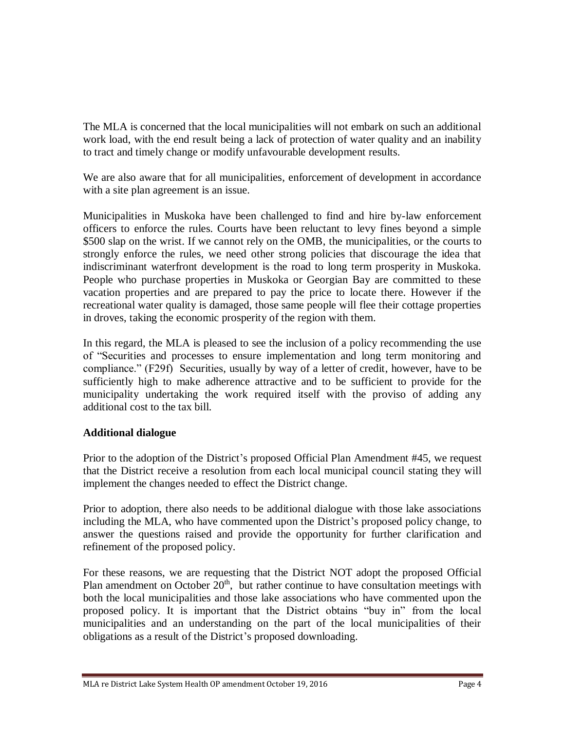The MLA is concerned that the local municipalities will not embark on such an additional work load, with the end result being a lack of protection of water quality and an inability to tract and timely change or modify unfavourable development results.

We are also aware that for all municipalities, enforcement of development in accordance with a site plan agreement is an issue.

Municipalities in Muskoka have been challenged to find and hire by-law enforcement officers to enforce the rules. Courts have been reluctant to levy fines beyond a simple $500 slap on the wrist. If we cannot rely on the OMB, the municipalities, or the courts to strongly enforce the rules, we need other strong policies that discourage the idea that indiscriminant waterfront development is the road to long term prosperity in Muskoka. People who purchase properties in Muskoka or Georgian Bay are committed to these vacation properties and are prepared to pay the price to locate there. However if the recreational water quality is damaged, those same people will flee their cottage properties in droves, taking the economic prosperity of the region with them.

In this regard, the MLA is pleased to see the inclusion of a policy recommending the use of "Securities and processes to ensure implementation and long term monitoring and compliance." (F29f) Securities, usually by way of a letter of credit, however, have to be sufficiently high to make adherence attractive and to be sufficient to provide for the municipality undertaking the work required itself with the proviso of adding any additional cost to the tax bill.

**Additional dialogue**

Prior to the adoption of the District's proposed Official Plan Amendment #45, we request that the District receive a resolution from each local municipal council stating they will implement the changes needed to effect the District change.

Prior to adoption, there also needs to be additional dialogue with those lake associations including the MLA, who have commented upon the District's proposed policy change, to answer the questions raised and provide the opportunity for further clarification and refinement of the proposed policy.

For these reasons, we are requesting that the District NOT adopt the proposed Official Plan amendment on October 20th, but rather continue to have consultation meetings with both the local municipalities and those lake associations who have commented upon the proposed policy. It is important that the District obtains "buy in" from the local municipalities and an understanding on the part of the local municipalities of their obligations as a result of the District's proposed downloading.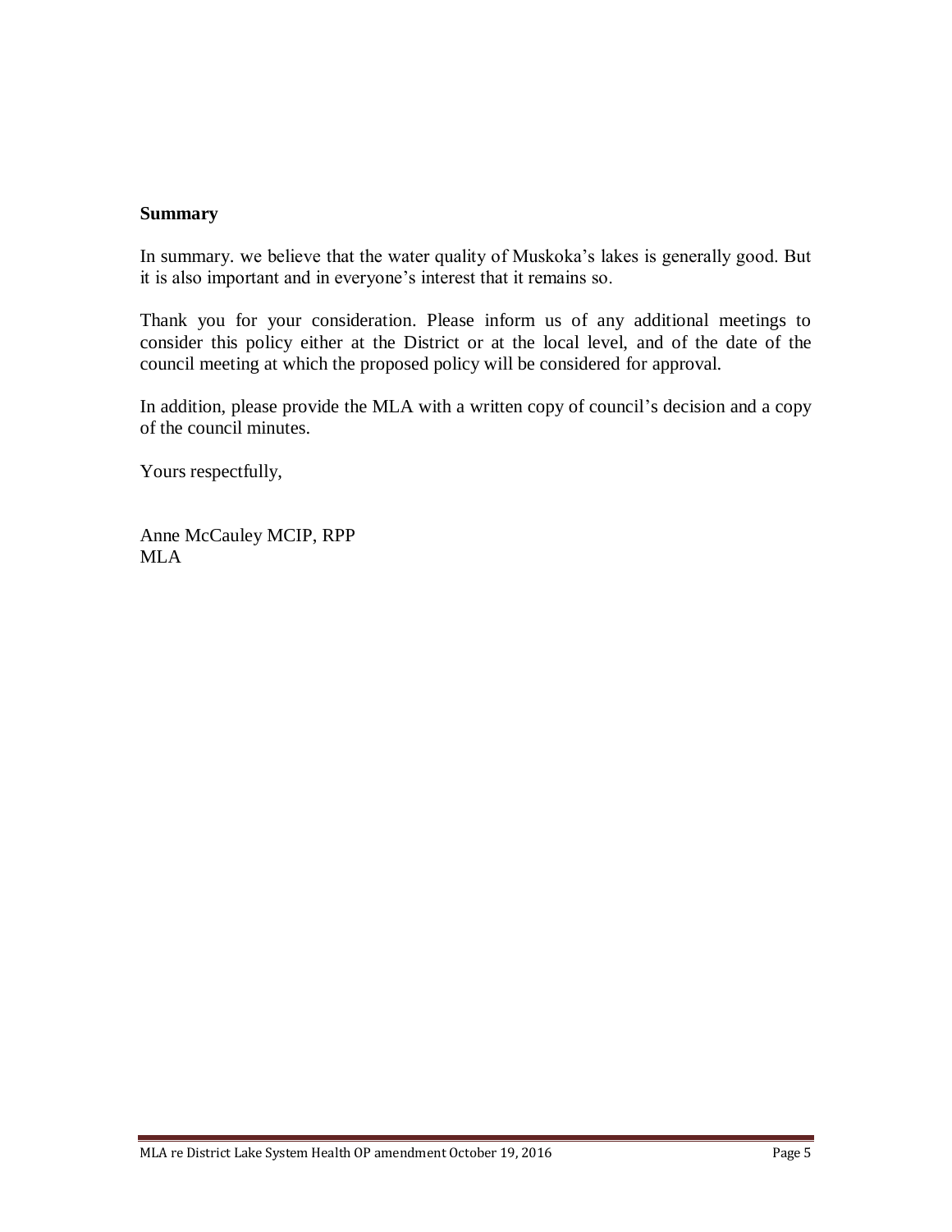**Summary**

In summary. we believe that the water quality of Muskoka's lakes is generally good. But it is also important and in everyone's interest that it remains so.

Thank you for your consideration. Please inform us of any additional meetings to consider this policy either at the District or at the local level, and of the date of the council meeting at which the proposed policy will be considered for approval.

In addition, please provide the MLA with a written copy of council's decision and a copy of the council minutes.

Yours respectfully,

Anne McCauley MCIP, RPP
MLA